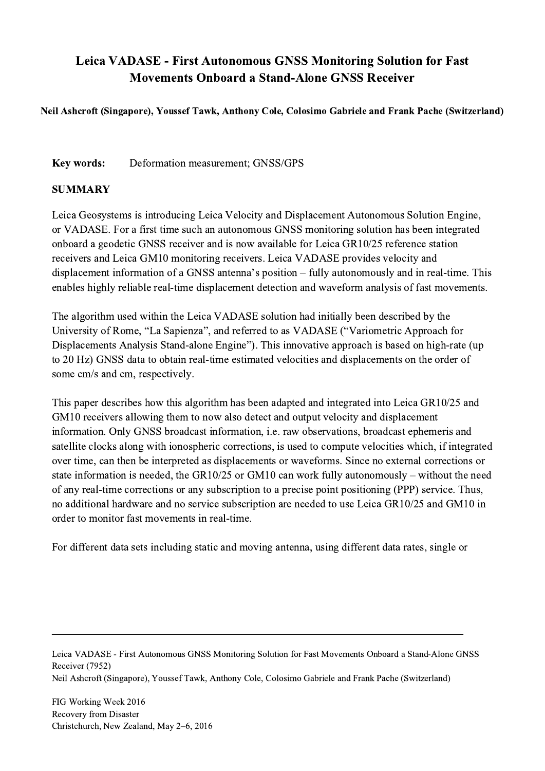# Leica VADASE - First Autonomous GNSS Monitoring Solution for Fast Movements Onboard a Stand-Alone GNSS Receiver

**Neil Ashcroft (Singapore), Youssef Tawk, Anthony Cole, Colosimo Gabriele and Frank Pache (Switzerland)**

**Key words:** Deformation measurement; GNSS/GPS

## SUMMARY

Leica Geosystems is introducing Leica Velocity and Displacement Autonomous Solution Engine, or VADASE. For a first time such an autonomous GNSS monitoring solution has been integrated onboard a geodetic GNSS receiver and is now available for Leica GR10/25 reference station receivers and Leica GM10 monitoring receivers. Leica VADASE provides velocity and displacement information of a GNSS antenna's position – fully autonomously and in real-time. This enables highly reliable real-time displacement detection and waveform analysis of fast movements.

The algorithm used within the Leica VADASE solution had initially been described by the University of Rome, "La Sapienza", and referred to as VADASE ("Variometric Approach for Displacements Analysis Stand-alone Engine"). This innovative approach is based on high-rate (up to 20 Hz) GNSS data to obtain real-time estimated velocities and displacements on the order of some cm/s and cm, respectively.

This paper describes how this algorithm has been adapted and integrated into Leica GR10/25 and GM10 receivers allowing them to now also detect and output velocity and displacement information. Only GNSS broadcast information, i.e. raw observations, broadcast ephemeris and satellite clocks along with ionospheric corrections, is used to compute velocities which, if integrated over time, can then be interpreted as displacements or waveforms. Since no external corrections or state information is needed, the GR10/25 or GM10 can work fully autonomously – without the need of any real-time corrections or any subscription to a precise point positioning (PPP) service. Thus, no additional hardware and no service subscription are needed to use Leica GR10/25 and GM10 in order to monitor fast movements in real-time.

For different data sets including static and moving antenna, using different data rates, single or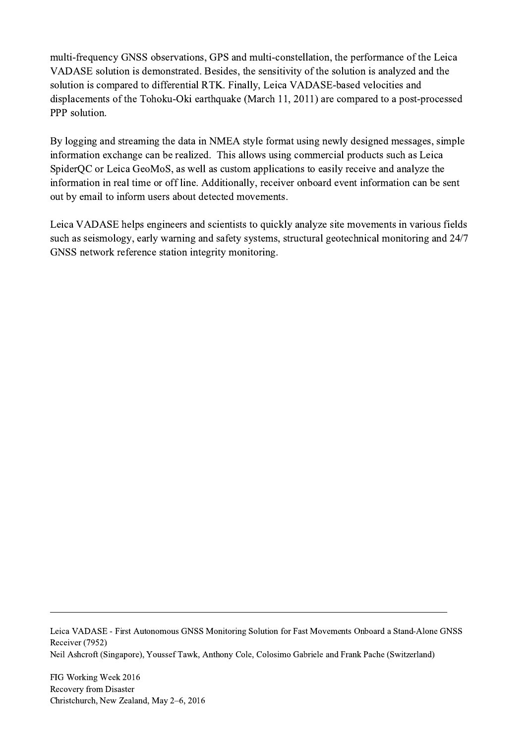multi-frequency GNSS observations, GPS and multi-constellation, the performance of the Leica VADASE solution is demonstrated. Besides, the sensitivity of the solution is analyzed and the solution is compared to differential RTK. Finally, Leica VADASE-based velocities and displacements of the Tohoku-Oki earthquake (March 11, 2011) are compared to a post-processed PPP solution.

By logging and streaming the data in NMEA style format using newly designed messages, simple information exchange can be realized. This allows using commercial products such as Leica SpiderQC or Leica GeoMoS, as well as custom applications to easily receive and analyze the information in real time or off line. Additionally, receiver onboard event information can be sent out by email to inform users about detected movements.

Leica VADASE helps engineers and scientists to quickly analyze site movements in various fields such as seismology, early warning and safety systems, structural geotechnical monitoring and 24/7 GNSS network reference station integrity monitoring.